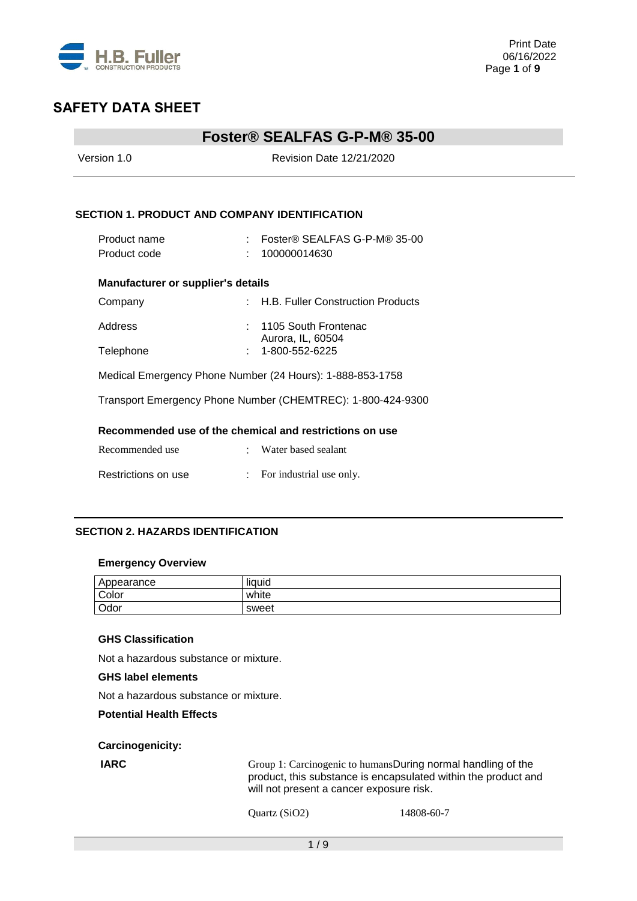# SAFETY DATA SHEET

## Foster® SEALFAS G-P-M® 35-00

Version 1.0 Revision Date 12/21/2020

### SECTION 1. PRODUCT AND COMPANY IDENTIFICATION

| | | |
|---|---|---|
| Product name | : | Foster® SEALFAS G-P-M® 35-00 |
| Product code | : | 100000014630 |

**Manufacturer or supplier's details**

| | | |
|---|---|---|
| Company | : | H.B. Fuller Construction Products |
| Address | : | 1105 South Frontenac<br>Aurora, IL, 60504 |
| Telephone | : | 1-800-552-6225 |

Medical Emergency Phone Number (24 Hours): 1-888-853-1758

Transport Emergency Phone Number (CHEMTREC): 1-800-424-9300

**Recommended use of the chemical and restrictions on use**

| | | |
|---|---|---|
| Recommended use | : | Water based sealant |
| Restrictions on use | : | For industrial use only. |

### SECTION 2. HAZARDS IDENTIFICATION

**Emergency Overview**

| | |
|---|---|
| Appearance | liquid |
| Color | white |
| Odor | sweet |

**GHS Classification**

Not a hazardous substance or mixture.

**GHS label elements**

Not a hazardous substance or mixture.

**Potential Health Effects**

**Carcinogenicity:**

**IARC** Group 1: Carcinogenic to humansDuring normal handling of the product, this substance is encapsulated within the product and will not present a cancer exposure risk.

Quartz ($SiO_2$) 14808-60-7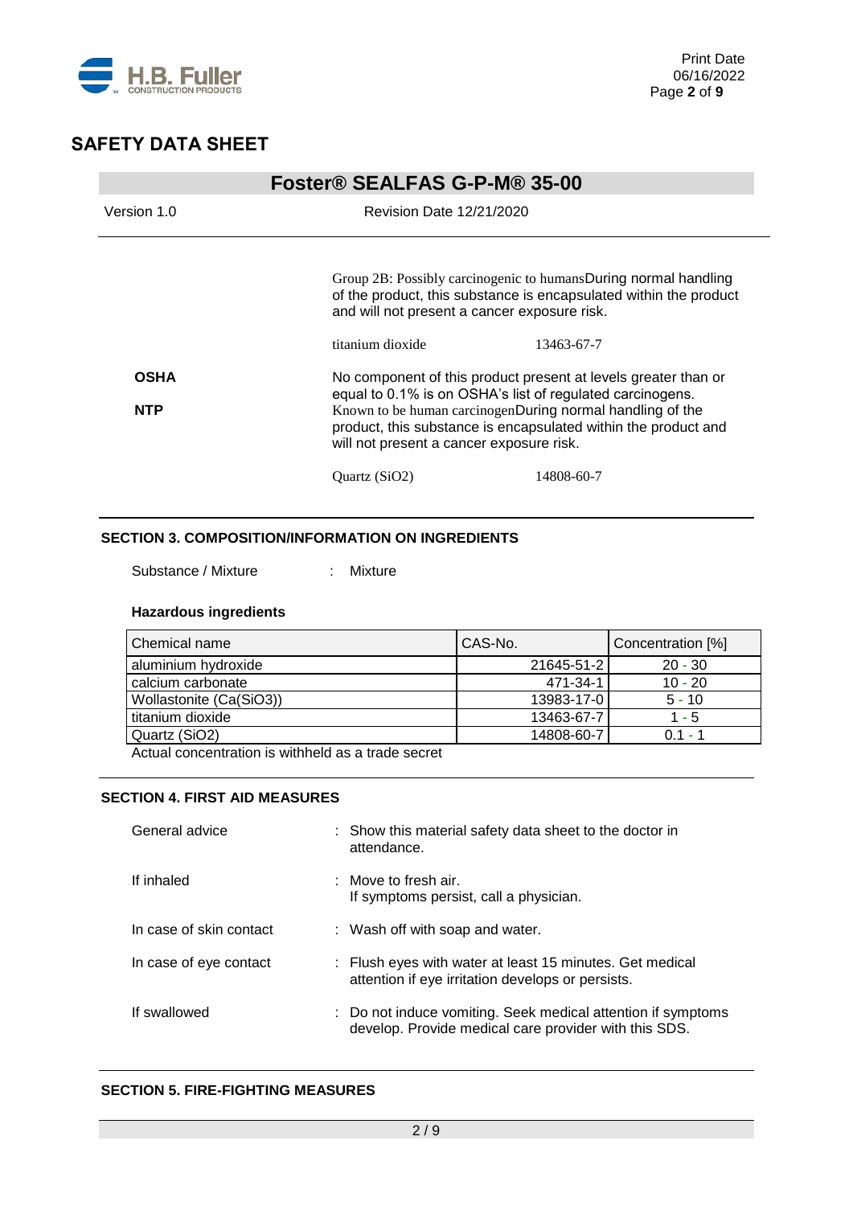Group 2B: Possibly carcinogenic to humansDuring normal handling of the product, this substance is encapsulated within the product and will not present a cancer exposure risk.

titanium dioxide 13463-67-7

**OSHA** No component of this product present at levels greater than or equal to 0.1% is on OSHA's list of regulated carcinogens.

**NTP** Known to be human carcinogenDuring normal handling of the product, this substance is encapsulated within the product and will not present a cancer exposure risk.

Quartz ($SiO_2$) 14808-60-7

## SECTION 3. COMPOSITION/INFORMATION ON INGREDIENTS

Substance / Mixture : Mixture

**Hazardous ingredients**

| Chemical name | CAS-No. | Concentration [%] |
|---|---|---|
| aluminium hydroxide | 21645-51-2 | 20 - 30 |
| calcium carbonate | 471-34-1 | 10 - 20 |
| Wollastonite ($Ca(SiO_3)$) | 13983-17-0 | 5 - 10 |
| titanium dioxide | 13463-67-7 | 1 - 5 |
| Quartz ($SiO_2$) | 14808-60-7 | 0.1 - 1 |

Actual concentration is withheld as a trade secret

## SECTION 4. FIRST AID MEASURES

General advice : Show this material safety data sheet to the doctor in attendance.

If inhaled : Move to fresh air. If symptoms persist, call a physician.

In case of skin contact : Wash off with soap and water.

In case of eye contact : Flush eyes with water at least 15 minutes. Get medical attention if eye irritation develops or persists.

If swallowed : Do not induce vomiting. Seek medical attention if symptoms develop. Provide medical care provider with this SDS.

## SECTION 5. FIRE-FIGHTING MEASURES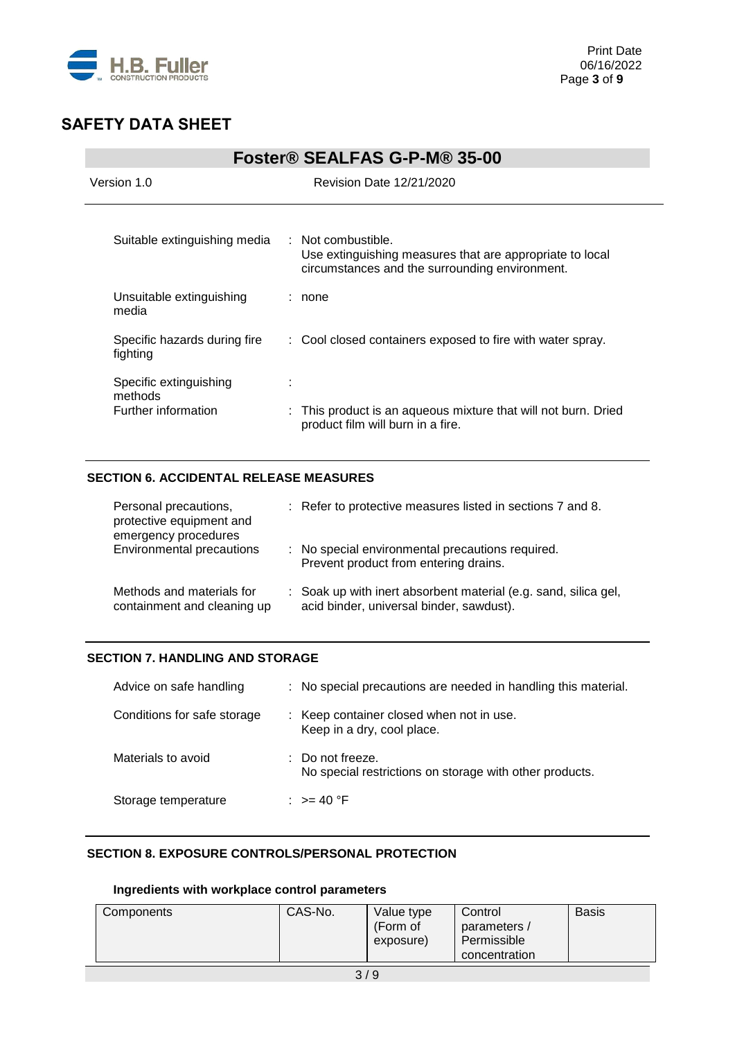# SAFETY DATA SHEET

## Foster® SEALFAS G-P-M® 35-00

Version 1.0 | Revision Date 12/21/2020

| | |
|---|---|
| Suitable extinguishing media | : Not combustible.<br>Use extinguishing measures that are appropriate to local circumstances and the surrounding environment. |
| Unsuitable extinguishing media | : none |
| Specific hazards during fire fighting | : Cool closed containers exposed to fire with water spray. |
| Specific extinguishing methods | : |
| Further information | : This product is an aqueous mixture that will not burn. Dried product film will burn in a fire. |

### SECTION 6. ACCIDENTAL RELEASE MEASURES

| | |
|---|---|
| Personal precautions, protective equipment and emergency procedures | : Refer to protective measures listed in sections 7 and 8. |
| Environmental precautions | : No special environmental precautions required.<br>Prevent product from entering drains. |
| Methods and materials for containment and cleaning up | : Soak up with inert absorbent material (e.g. sand, silica gel, acid binder, universal binder, sawdust). |

### SECTION 7. HANDLING AND STORAGE

| | |
|---|---|
| Advice on safe handling | : No special precautions are needed in handling this material. |
| Conditions for safe storage | : Keep container closed when not in use.<br>Keep in a dry, cool place. |
| Materials to avoid | : Do not freeze.<br>No special restrictions on storage with other products. |
| Storage temperature | : >= 40 °F |

### SECTION 8. EXPOSURE CONTROLS/PERSONAL PROTECTION

#### Ingredients with workplace control parameters

| Components | CAS-No. | Value type (Form of exposure) | Control parameters / Permissible concentration | Basis |
|---|---|---|---|---|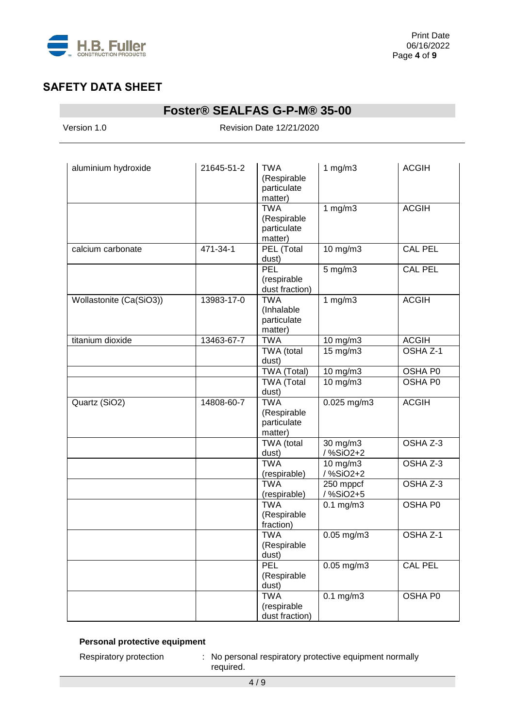| aluminium hydroxide | 21645-51-2 | TWA (Respirable particulate matter) | 1 mg/m3 | ACGIH |
|---|---|---|---|---|
| | | TWA (Respirable particulate matter) | 1 mg/m3 | ACGIH |
| calcium carbonate | 471-34-1 | PEL (Total dust) | 10 mg/m3 | CAL PEL |
| | | PEL (respirable dust fraction) | 5 mg/m3 | CAL PEL |
| Wollastonite (Ca(SiO3)) | 13983-17-0 | TWA (Inhalable particulate matter) | 1 mg/m3 | ACGIH |
| titanium dioxide | 13463-67-7 | TWA | 10 mg/m3 | ACGIH |
| | | TWA (total dust) | 15 mg/m3 | OSHA Z-1 |
| | | TWA (Total) | 10 mg/m3 | OSHA P0 |
| | | TWA (Total dust) | 10 mg/m3 | OSHA P0 |
| Quartz (SiO2) | 14808-60-7 | TWA (Respirable particulate matter) | 0.025 mg/m3 | ACGIH |
| | | TWA (total dust) | 30 mg/m3 / %SiO2+2 | OSHA Z-3 |
| | | TWA (respirable) | 10 mg/m3 / %SiO2+2 | OSHA Z-3 |
| | | TWA (respirable) | 250 mppcf / %SiO2+5 | OSHA Z-3 |
| | | TWA (Respirable fraction) | 0.1 mg/m3 | OSHA P0 |
| | | TWA (Respirable dust) | 0.05 mg/m3 | OSHA Z-1 |
| | | PEL (Respirable dust) | 0.05 mg/m3 | CAL PEL |
| | | TWA (respirable dust fraction) | 0.1 mg/m3 | OSHA P0 |

**Personal protective equipment**

Respiratory protection : No personal respiratory protective equipment normally required.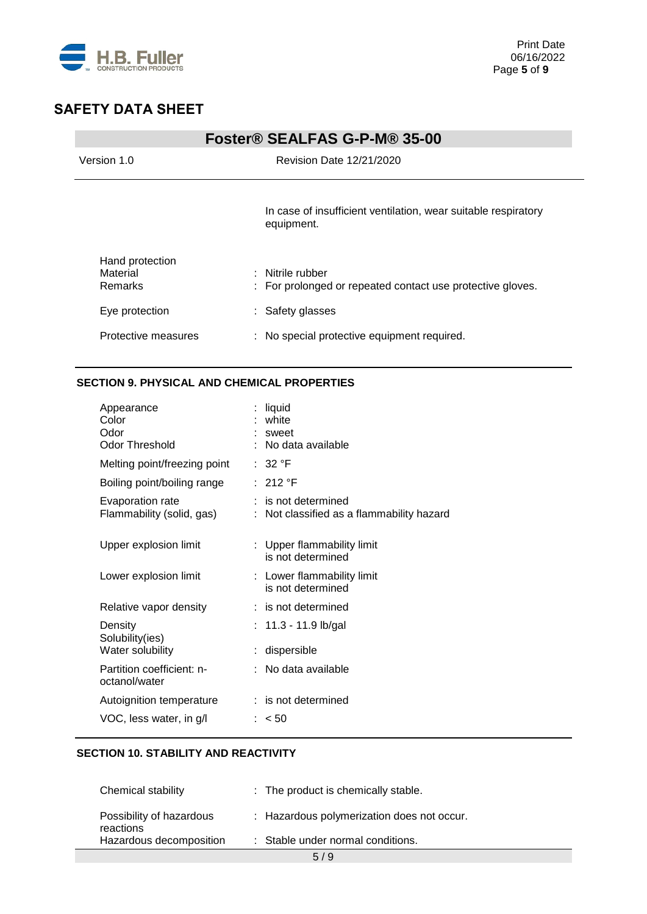In case of insufficient ventilation, wear suitable respiratory equipment.

| | |
|---|---|
| Hand protection | |
| Material | : Nitrile rubber |
| Remarks | : For prolonged or repeated contact use protective gloves. |
| Eye protection | : Safety glasses |
| Protective measures | : No special protective equipment required. |

## SECTION 9. PHYSICAL AND CHEMICAL PROPERTIES

| | |
|---|---|
| Appearance | : liquid |
| Color | : white |
| Odor | : sweet |
| Odor Threshold | : No data available |
| Melting point/freezing point | : 32 °F |
| Boiling point/boiling range | : 212 °F |
| Evaporation rate | : is not determined |
| Flammability (solid, gas) | : Not classified as a flammability hazard |
| Upper explosion limit | : Upper flammability limit is not determined |
| Lower explosion limit | : Lower flammability limit is not determined |
| Relative vapor density | : is not determined |
| Density | : 11.3 - 11.9 lb/gal |
| Solubility(ies) | |
| Water solubility | : dispersible |
| Partition coefficient: n-octanol/water | : No data available |
| Autoignition temperature | : is not determined |
| VOC, less water, in g/l | : < 50 |

## SECTION 10. STABILITY AND REACTIVITY

| | |
|---|---|
| Chemical stability | : The product is chemically stable. |
| Possibility of hazardous reactions | : Hazardous polymerization does not occur. |
| Hazardous decomposition | : Stable under normal conditions. |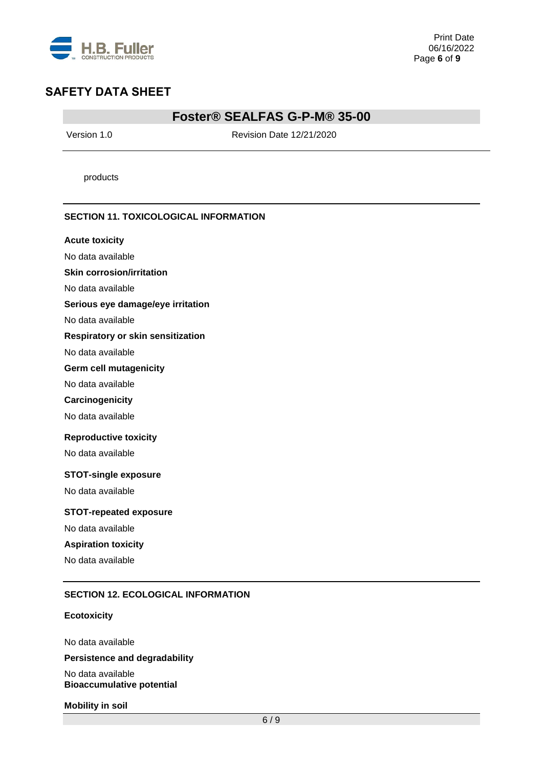products

## SECTION 11. TOXICOLOGICAL INFORMATION

**Acute toxicity**

No data available

**Skin corrosion/irritation**

No data available

**Serious eye damage/eye irritation**

No data available

**Respiratory or skin sensitization**

No data available

**Germ cell mutagenicity**

No data available

**Carcinogenicity**

No data available

**Reproductive toxicity**

No data available

**STOT-single exposure**

No data available

**STOT-repeated exposure**

No data available

**Aspiration toxicity**

No data available

## SECTION 12. ECOLOGICAL INFORMATION

**Ecotoxicity**

No data available

**Persistence and degradability**

No data available

**Bioaccumulative potential**

**Mobility in soil**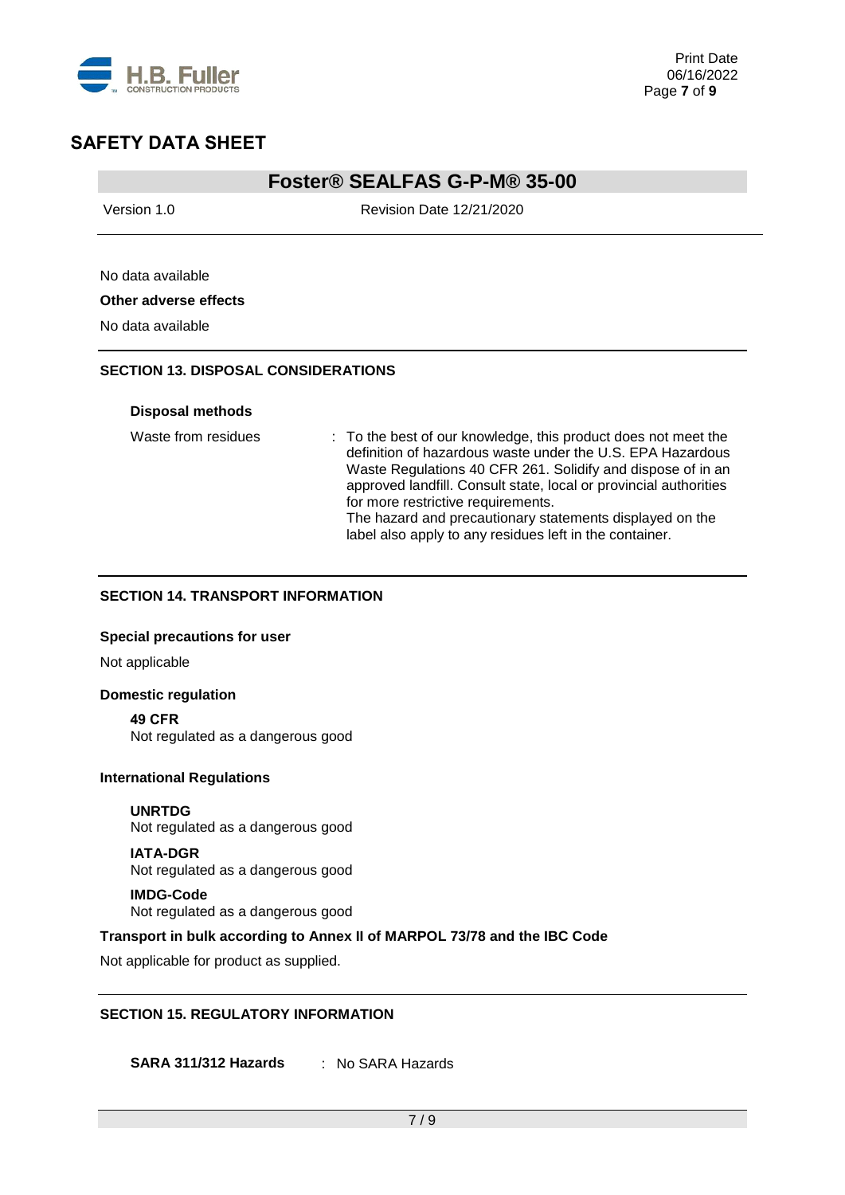No data available

**Other adverse effects**

No data available

## SECTION 13. DISPOSAL CONSIDERATIONS

**Disposal methods**

Waste from residues : To the best of our knowledge, this product does not meet the definition of hazardous waste under the U.S. EPA Hazardous Waste Regulations 40 CFR 261. Solidify and dispose of in an approved landfill. Consult state, local or provincial authorities for more restrictive requirements.
The hazard and precautionary statements displayed on the label also apply to any residues left in the container.

## SECTION 14. TRANSPORT INFORMATION

**Special precautions for user**

Not applicable

**Domestic regulation**

**49 CFR**
Not regulated as a dangerous good

**International Regulations**

**UNRTDG**
Not regulated as a dangerous good

**IATA-DGR**
Not regulated as a dangerous good

**IMDG-Code**
Not regulated as a dangerous good

**Transport in bulk according to Annex II of MARPOL 73/78 and the IBC Code**

Not applicable for product as supplied.

## SECTION 15. REGULATORY INFORMATION

**SARA 311/312 Hazards** : No SARA Hazards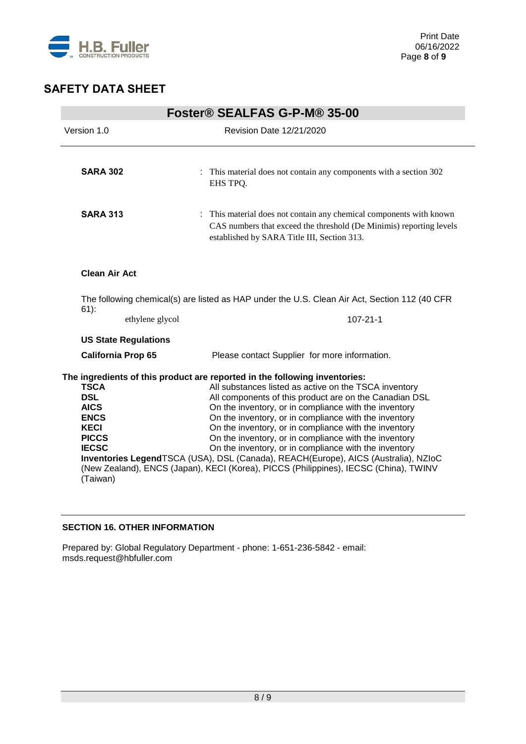**SARA 302** : This material does not contain any components with a section 302 EHS TPQ.

**SARA 313** : This material does not contain any chemical components with known CAS numbers that exceed the threshold (De Minimis) reporting levels established by SARA Title III, Section 313.

**Clean Air Act**

The following chemical(s) are listed as HAP under the U.S. Clean Air Act, Section 112 (40 CFR 61):

| | |
|---|---|
| ethylene glycol | 107-21-1 |

**US State Regulations**

**California Prop 65** Please contact Supplier for more information.

**The ingredients of this product are reported in the following inventories:**

| | |
|---|---|
| **TSCA** | All substances listed as active on the TSCA inventory |
| **DSL** | All components of this product are on the Canadian DSL |
| **AICS** | On the inventory, or in compliance with the inventory |
| **ENCS** | On the inventory, or in compliance with the inventory |
| **KECI** | On the inventory, or in compliance with the inventory |
| **PICCS** | On the inventory, or in compliance with the inventory |
| **IECSC** | On the inventory, or in compliance with the inventory |

**Inventories Legend**TSCA (USA), DSL (Canada), REACH(Europe), AICS (Australia), NZIoC (New Zealand), ENCS (Japan), KECI (Korea), PICCS (Philippines), IECSC (China), TWINV (Taiwan)

## SECTION 16. OTHER INFORMATION

Prepared by: Global Regulatory Department - phone: 1-651-236-5842 - email: msds.request@hbfuller.com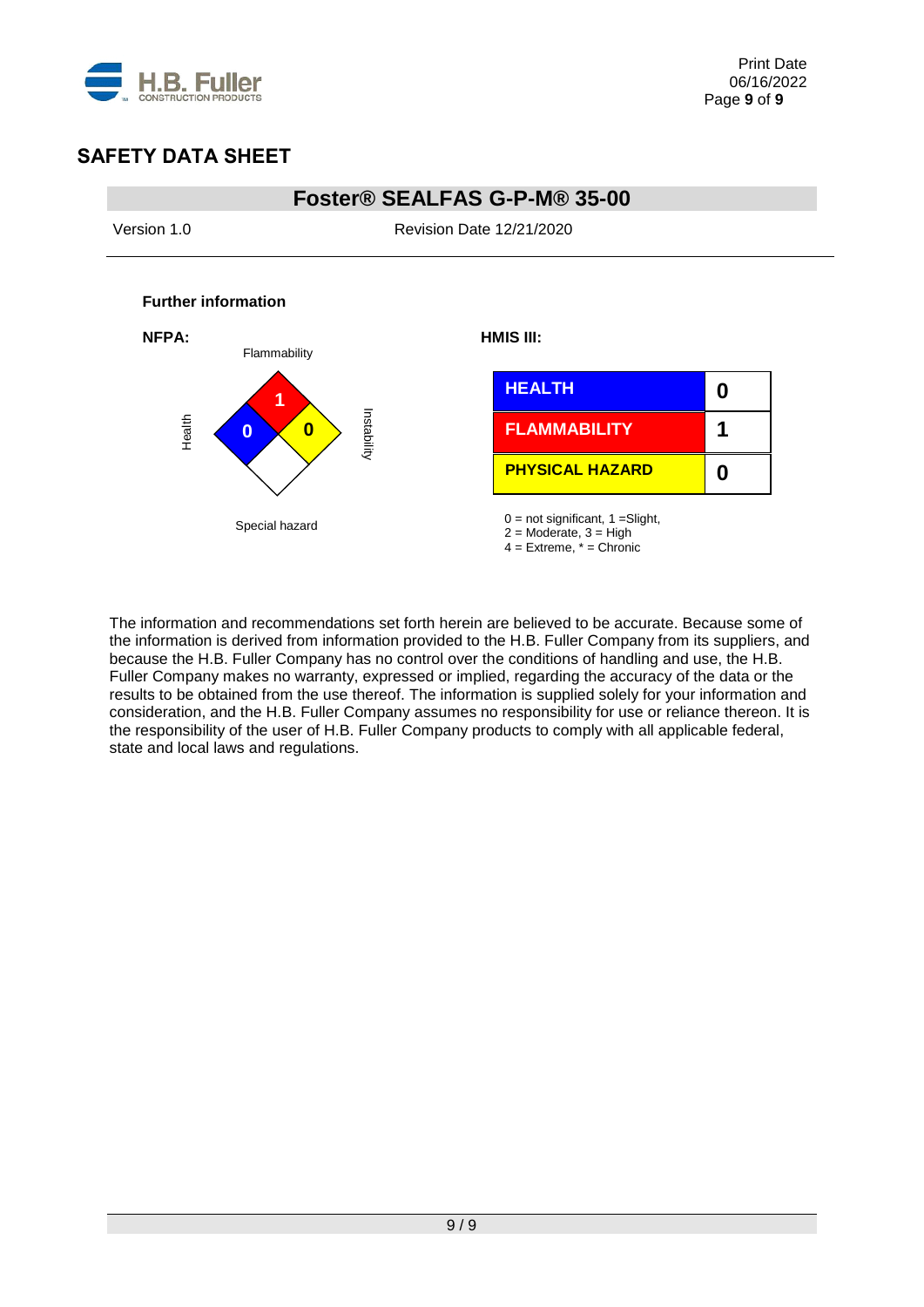# SAFETY DATA SHEET

## Foster® SEALFAS G-P-M® 35-00

Version 1.0    Revision Date 12/21/2020

### Further information

**NFPA:**

Flammability
1

Health
0

Instability
0

Special hazard

**HMIS III:**

| | |
|---|---|
| **HEALTH** | **0** |
| **FLAMMABILITY** | **1** |
| **PHYSICAL HAZARD** | **0** |

0 = not significant, 1 =Slight,
2 = Moderate, 3 = High
4 = Extreme, * = Chronic

The information and recommendations set forth herein are believed to be accurate. Because some of the information is derived from information provided to the H.B. Fuller Company from its suppliers, and because the H.B. Fuller Company has no control over the conditions of handling and use, the H.B. Fuller Company makes no warranty, expressed or implied, regarding the accuracy of the data or the results to be obtained from the use thereof. The information is supplied solely for your information and consideration, and the H.B. Fuller Company assumes no responsibility for use or reliance thereon. It is the responsibility of the user of H.B. Fuller Company products to comply with all applicable federal, state and local laws and regulations.